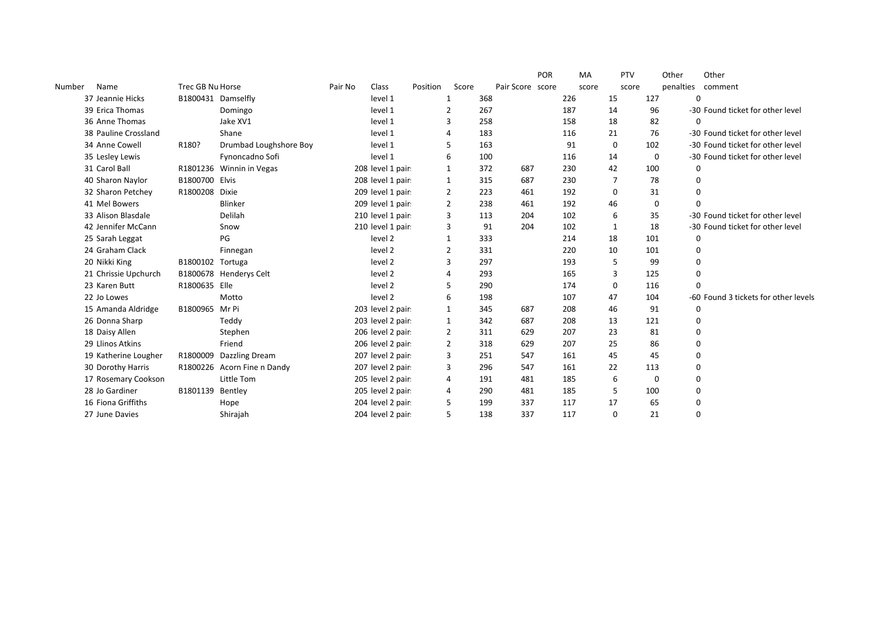| Number | Name | Trec GB Nu | Horse | Pair No | Class | Position | Score | Pair Score | POR score | MA score | PTV score | Other penalties | Other comment |
|---|---|---|---|---|---|---|---|---|---|---|---|---|---|
| 37 | Jeannie Hicks | B1800431 | Damselfly | | level 1 | 1 | 368 | | 226 | 15 | 127 | 0 | |
| 39 | Erica Thomas | | Domingo | | level 1 | 2 | 267 | | 187 | 14 | 96 | -30 | Found ticket for other level |
| 36 | Anne Thomas | | Jake XV1 | | level 1 | 3 | 258 | | 158 | 18 | 82 | 0 | |
| 38 | Pauline Crossland | | Shane | | level 1 | 4 | 183 | | 116 | 21 | 76 | -30 | Found ticket for other level |
| 34 | Anne Cowell | R180? | Drumbad Loughshore Boy | | level 1 | 5 | 163 | | 91 | 0 | 102 | -30 | Found ticket for other level |
| 35 | Lesley Lewis | | Fynoncadno Sofi | | level 1 | 6 | 100 | | 116 | 14 | 0 | -30 | Found ticket for other level |
| 31 | Carol Ball | R1801236 | Winnin in Vegas | 208 | level 1 pair | 1 | 372 | 687 | 230 | 42 | 100 | 0 | |
| 40 | Sharon Naylor | B1800700 | Elvis | 208 | level 1 pair | 1 | 315 | 687 | 230 | 7 | 78 | 0 | |
| 32 | Sharon Petchey | R1800208 | Dixie | 209 | level 1 pair | 2 | 223 | 461 | 192 | 0 | 31 | 0 | |
| 41 | Mel Bowers | | Blinker | 209 | level 1 pair | 2 | 238 | 461 | 192 | 46 | 0 | 0 | |
| 33 | Alison Blasdale | | Delilah | 210 | level 1 pair | 3 | 113 | 204 | 102 | 6 | 35 | -30 | Found ticket for other level |
| 42 | Jennifer McCann | | Snow | 210 | level 1 pair | 3 | 91 | 204 | 102 | 1 | 18 | -30 | Found ticket for other level |
| 25 | Sarah Leggat | | PG | | level 2 | 1 | 333 | | 214 | 18 | 101 | 0 | |
| 24 | Graham Clack | | Finnegan | | level 2 | 2 | 331 | | 220 | 10 | 101 | 0 | |
| 20 | Nikki King | B1800102 | Tortuga | | level 2 | 3 | 297 | | 193 | 5 | 99 | 0 | |
| 21 | Chrissie Upchurch | B1800678 | Henderys Celt | | level 2 | 4 | 293 | | 165 | 3 | 125 | 0 | |
| 23 | Karen Butt | R1800635 | Elle | | level 2 | 5 | 290 | | 174 | 0 | 116 | 0 | |
| 22 | Jo Lowes | | Motto | | level 2 | 6 | 198 | | 107 | 47 | 104 | -60 | Found 3 tickets for other levels |
| 15 | Amanda Aldridge | B1800965 | Mr Pi | 203 | level 2 pair | 1 | 345 | 687 | 208 | 46 | 91 | 0 | |
| 26 | Donna Sharp | | Teddy | 203 | level 2 pair | 1 | 342 | 687 | 208 | 13 | 121 | 0 | |
| 18 | Daisy Allen | | Stephen | 206 | level 2 pair | 2 | 311 | 629 | 207 | 23 | 81 | 0 | |
| 29 | Llinos Atkins | | Friend | 206 | level 2 pair | 2 | 318 | 629 | 207 | 25 | 86 | 0 | |
| 19 | Katherine Lougher | R1800009 | Dazzling Dream | 207 | level 2 pair | 3 | 251 | 547 | 161 | 45 | 45 | 0 | |
| 30 | Dorothy Harris | R1800226 | Acorn Fine n Dandy | 207 | level 2 pair | 3 | 296 | 547 | 161 | 22 | 113 | 0 | |
| 17 | Rosemary Cookson | | Little Tom | 205 | level 2 pair | 4 | 191 | 481 | 185 | 6 | 0 | 0 | |
| 28 | Jo Gardiner | B1801139 | Bentley | 205 | level 2 pair | 4 | 290 | 481 | 185 | 5 | 100 | 0 | |
| 16 | Fiona Griffiths | | Hope | 204 | level 2 pair | 5 | 199 | 337 | 117 | 17 | 65 | 0 | |
| 27 | June Davies | | Shirajah | 204 | level 2 pair | 5 | 138 | 337 | 117 | 0 | 21 | 0 | |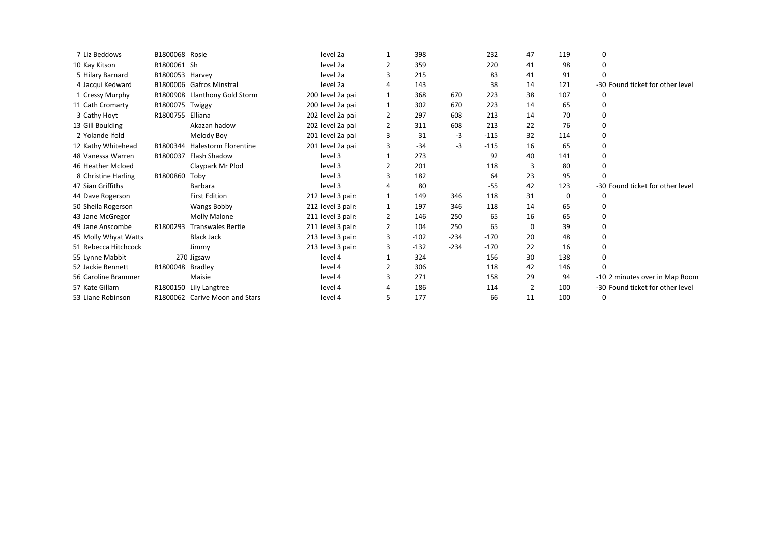| | | | | | | | | | | | | |
|---|---|---|---|---|---|---|---|---|---|---|---|---|
| 7 | Liz Beddows | B1800068 | Rosie | | level 2a | 1 | 398 | | 232 | 47 | 119 | 0 |
| 10 | Kay Kitson | R1800061 | Sh | | level 2a | 2 | 359 | | 220 | 41 | 98 | 0 |
| 5 | Hilary Barnard | B1800053 | Harvey | | level 2a | 3 | 215 | | 83 | 41 | 91 | 0 |
| 4 | Jacqui Kedward | B1800006 | Gafros Minstral | | level 2a | 4 | 143 | | 38 | 14 | 121 | -30 Found ticket for other level |
| 1 | Cressy Murphy | R1800908 | Llanthony Gold Storm | 200 | level 2a pai | 1 | 368 | 670 | 223 | 38 | 107 | 0 |
| 11 | Cath Cromarty | R1800075 | Twiggy | 200 | level 2a pai | 1 | 302 | 670 | 223 | 14 | 65 | 0 |
| 3 | Cathy Hoyt | R1800755 | Elliana | 202 | level 2a pai | 2 | 297 | 608 | 213 | 14 | 70 | 0 |
| 13 | Gill Boulding | | Akazan hadow | 202 | level 2a pai | 2 | 311 | 608 | 213 | 22 | 76 | 0 |
| 2 | Yolande Ifold | | Melody Boy | 201 | level 2a pai | 3 | 31 | -3 | -115 | 32 | 114 | 0 |
| 12 | Kathy Whitehead | B1800344 | Halestorm Florentine | 201 | level 2a pai | 3 | -34 | -3 | -115 | 16 | 65 | 0 |
| 48 | Vanessa Warren | B1800037 | Flash Shadow | | level 3 | 1 | 273 | | 92 | 40 | 141 | 0 |
| 46 | Heather Mcloed | | Claypark Mr Plod | | level 3 | 2 | 201 | | 118 | 3 | 80 | 0 |
| 8 | Christine Harling | B1800860 | Toby | | level 3 | 3 | 182 | | 64 | 23 | 95 | 0 |
| 47 | Sian Griffiths | | Barbara | | level 3 | 4 | 80 | | -55 | 42 | 123 | -30 Found ticket for other level |
| 44 | Dave Rogerson | | First Edition | 212 | level 3 pair | 1 | 149 | 346 | 118 | 31 | 0 | 0 |
| 50 | Sheila Rogerson | | Wangs Bobby | 212 | level 3 pair | 1 | 197 | 346 | 118 | 14 | 65 | 0 |
| 43 | Jane McGregor | | Molly Malone | 211 | level 3 pair | 2 | 146 | 250 | 65 | 16 | 65 | 0 |
| 49 | Jane Anscombe | R1800293 | Transwales Bertie | 211 | level 3 pair | 2 | 104 | 250 | 65 | 0 | 39 | 0 |
| 45 | Molly Whyat Watts | | Black Jack | 213 | level 3 pair | 3 | -102 | -234 | -170 | 20 | 48 | 0 |
| 51 | Rebecca Hitchcock | | Jimmy | 213 | level 3 pair | 3 | -132 | -234 | -170 | 22 | 16 | 0 |
| 55 | Lynne Mabbit | 270 | Jigsaw | | level 4 | 1 | 324 | | 156 | 30 | 138 | 0 |
| 52 | Jackie Bennett | R1800048 | Bradley | | level 4 | 2 | 306 | | 118 | 42 | 146 | 0 |
| 56 | Caroline Brammer | | Maisie | | level 4 | 3 | 271 | | 158 | 29 | 94 | -10 2 minutes over in Map Room |
| 57 | Kate Gillam | R1800150 | Lily Langtree | | level 4 | 4 | 186 | | 114 | 2 | 100 | -30 Found ticket for other level |
| 53 | Liane Robinson | R1800062 | Carive Moon and Stars | | level 4 | 5 | 177 | | 66 | 11 | 100 | 0 |